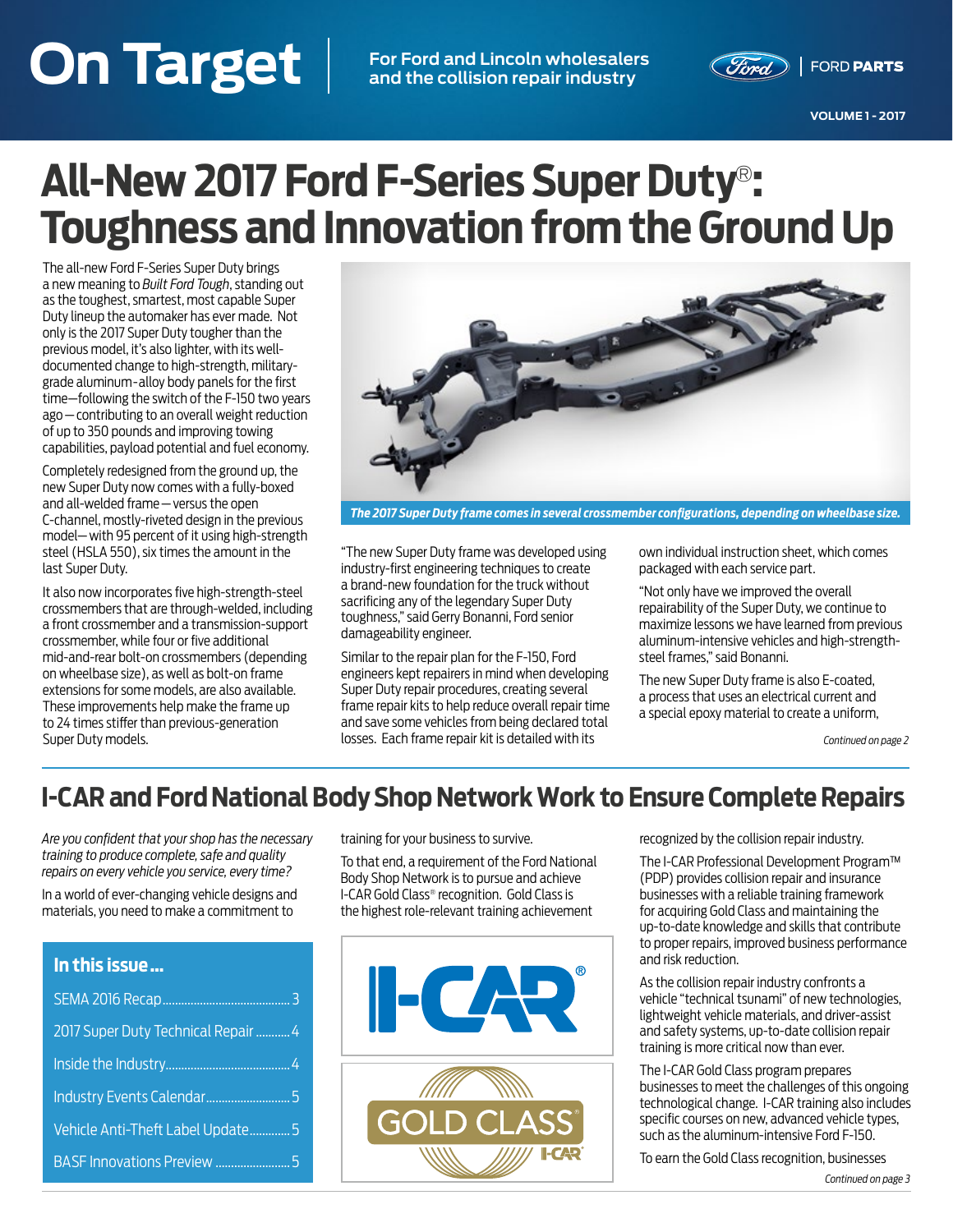# On Target

For Ford and Lincoln wholesalers and the collision repair industry

FORD PARTS

VOLUME 1 - 2017

# All-New 2017 Ford F-Series Super Duty®: Toughness and Innovation from the Ground Up

The all-new Ford F-Series Super Duty brings a new meaning to *Built Ford Tough*, standing out as the toughest, smartest, most capable Super Duty lineup the automaker has ever made. Not only is the 2017 Super Duty tougher than the previous model, it's also lighter, with its well-documented change to high-strength, military-grade aluminum-alloy body panels for the first time—following the switch of the F-150 two years ago—contributing to an overall weight reduction of up to 350 pounds and improving towing capabilities, payload potential and fuel economy.

Completely redesigned from the ground up, the new Super Duty now comes with a fully-boxed and all-welded frame—versus the open C-channel, mostly-riveted design in the previous model—with 95 percent of it using high-strength steel (HSLA 550), six times the amount in the last Super Duty.

It also now incorporates five high-strength-steel crossmembers that are through-welded, including a front crossmember and a transmission-support crossmember, while four or five additional mid-and-rear bolt-on crossmembers (depending on wheelbase size), as well as bolt-on frame extensions for some models, are also available. These improvements help make the frame up to 24 times stiffer than previous-generation Super Duty models.

***The 2017 Super Duty frame comes in several crossmember configurations, depending on wheelbase size.***

"The new Super Duty frame was developed using industry-first engineering techniques to create a brand-new foundation for the truck without sacrificing any of the legendary Super Duty toughness," said Gerry Bonanni, Ford senior damageability engineer.

Similar to the repair plan for the F-150, Ford engineers kept repairers in mind when developing Super Duty repair procedures, creating several frame repair kits to help reduce overall repair time and save some vehicles from being declared total losses. Each frame repair kit is detailed with its own individual instruction sheet, which comes packaged with each service part.

"Not only have we improved the overall repairability of the Super Duty, we continue to maximize lessons we have learned from previous aluminum-intensive vehicles and high-strength-steel frames," said Bonanni.

The new Super Duty frame is also E-coated, a process that uses an electrical current and a special epoxy material to create a uniform,

*Continued on page 2*

# I-CAR and Ford National Body Shop Network Work to Ensure Complete Repairs

*Are you confident that your shop has the necessary training to produce complete, safe and quality repairs on every vehicle you service, every time?*

In a world of ever-changing vehicle designs and materials, you need to make a commitment to training for your business to survive.

To that end, a requirement of the Ford National Body Shop Network is to pursue and achieve I-CAR Gold Class® recognition. Gold Class is the highest role-relevant training achievement recognized by the collision repair industry.

The I-CAR Professional Development Program™ (PDP) provides collision repair and insurance businesses with a reliable training framework for acquiring Gold Class and maintaining the up-to-date knowledge and skills that contribute to proper repairs, improved business performance and risk reduction.

As the collision repair industry confronts a vehicle "technical tsunami" of new technologies, lightweight vehicle materials, and driver-assist and safety systems, up-to-date collision repair training is more critical now than ever.

The I-CAR Gold Class program prepares businesses to meet the challenges of this ongoing technological change. I-CAR training also includes specific courses on new, advanced vehicle types, such as the aluminum-intensive Ford F-150.

To earn the Gold Class recognition, businesses

*Continued on page 3*

## In this issue...

| | |
|---|---|
| SEMA 2016 Recap | 3 |
| 2017 Super Duty Technical Repair | 4 |
| Inside the Industry | 4 |
| Industry Events Calendar | 5 |
| Vehicle Anti-Theft Label Update | 5 |
| BASF Innovations Preview | 5 |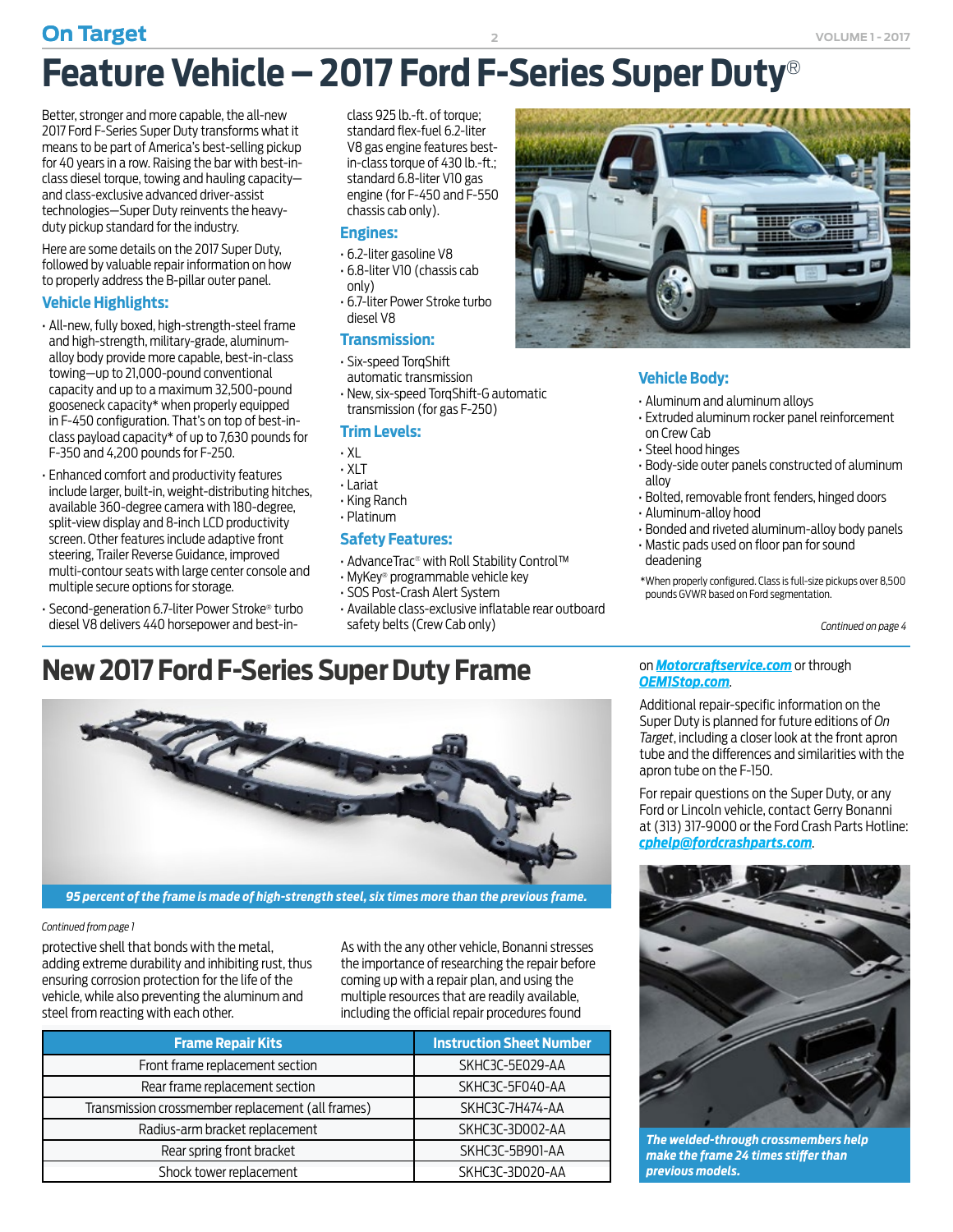# Feature Vehicle – 2017 Ford F-Series Super Duty®

Better, stronger and more capable, the all-new 2017 Ford F-Series Super Duty transforms what it means to be part of America's best-selling pickup for 40 years in a row. Raising the bar with best-in-class diesel torque, towing and hauling capacity—and class-exclusive advanced driver-assist technologies—Super Duty reinvents the heavy-duty pickup standard for the industry.

Here are some details on the 2017 Super Duty, followed by valuable repair information on how to properly address the B-pillar outer panel.

### Vehicle Highlights:

- All-new, fully boxed, high-strength-steel frame and high-strength, military-grade, aluminum-alloy body provide more capable, best-in-class towing—up to 21,000-pound conventional capacity and up to a maximum 32,500-pound gooseneck capacity* when properly equipped in F-450 configuration. That's on top of best-in-class payload capacity* of up to 7,630 pounds for F-350 and 4,200 pounds for F-250.
- Enhanced comfort and productivity features include larger, built-in, weight-distributing hitches, available 360-degree camera with 180-degree, split-view display and 8-inch LCD productivity screen. Other features include adaptive front steering, Trailer Reverse Guidance, improved multi-contour seats with large center console and multiple secure options for storage.
- Second-generation 6.7-liter Power Stroke® turbo diesel V8 delivers 440 horsepower and best-in-class 925 lb.-ft. of torque; standard flex-fuel 6.2-liter V8 gas engine features best-in-class torque of 430 lb.-ft.; standard 6.8-liter V10 gas engine (for F-450 and F-550 chassis cab only).

### Engines:

- 6.2-liter gasoline V8
- 6.8-liter V10 (chassis cab only)
- 6.7-liter Power Stroke turbo diesel V8

### Transmission:

- Six-speed TorqShift automatic transmission
- New, six-speed TorqShift-G automatic transmission (for gas F-250)

### Trim Levels:

- XL
- XLT
- Lariat
- King Ranch
- Platinum

### Safety Features:

- AdvanceTrac® with Roll Stability Control™
- MyKey® programmable vehicle key
- SOS Post-Crash Alert System
- Available class-exclusive inflatable rear outboard safety belts (Crew Cab only)

### Vehicle Body:

- Aluminum and aluminum alloys
- Extruded aluminum rocker panel reinforcement on Crew Cab
- Steel hood hinges
- Body-side outer panels constructed of aluminum alloy
- Bolted, removable front fenders, hinged doors
- Aluminum-alloy hood
- Bonded and riveted aluminum-alloy body panels
- Mastic pads used on floor pan for sound deadening

*When properly configured. Class is full-size pickups over 8,500 pounds GVWR based on Ford segmentation.

*Continued on page 4*

# New 2017 Ford F-Series Super Duty Frame

*95 percent of the frame is made of high-strength steel, six times more than the previous frame.*

*Continued from page 1*

protective shell that bonds with the metal, adding extreme durability and inhibiting rust, thus ensuring corrosion protection for the life of the vehicle, while also preventing the aluminum and steel from reacting with each other.

As with the any other vehicle, Bonanni stresses the importance of researching the repair before coming up with a repair plan, and using the multiple resources that are readily available, including the official repair procedures found on ***Motorcraftservice.com*** or through ***OEM1Stop.com***.

Additional repair-specific information on the Super Duty is planned for future editions of *On Target*, including a closer look at the front apron tube and the differences and similarities with the apron tube on the F-150.

For repair questions on the Super Duty, or any Ford or Lincoln vehicle, contact Gerry Bonanni at (313) 317-9000 or the Ford Crash Parts Hotline: ***cphelp@fordcrashparts.com***.

| Frame Repair Kits | Instruction Sheet Number |
|---|---|
| Front frame replacement section | SKHC3C-5E029-AA |
| Rear frame replacement section | SKHC3C-5F040-AA |
| Transmission crossmember replacement (all frames) | SKHC3C-7H474-AA |
| Radius-arm bracket replacement | SKHC3C-3D002-AA |
| Rear spring front bracket | SKHC3C-5B901-AA |
| Shock tower replacement | SKHC3C-3D020-AA |

*The welded-through crossmembers help make the frame 24 times stiffer than previous models.*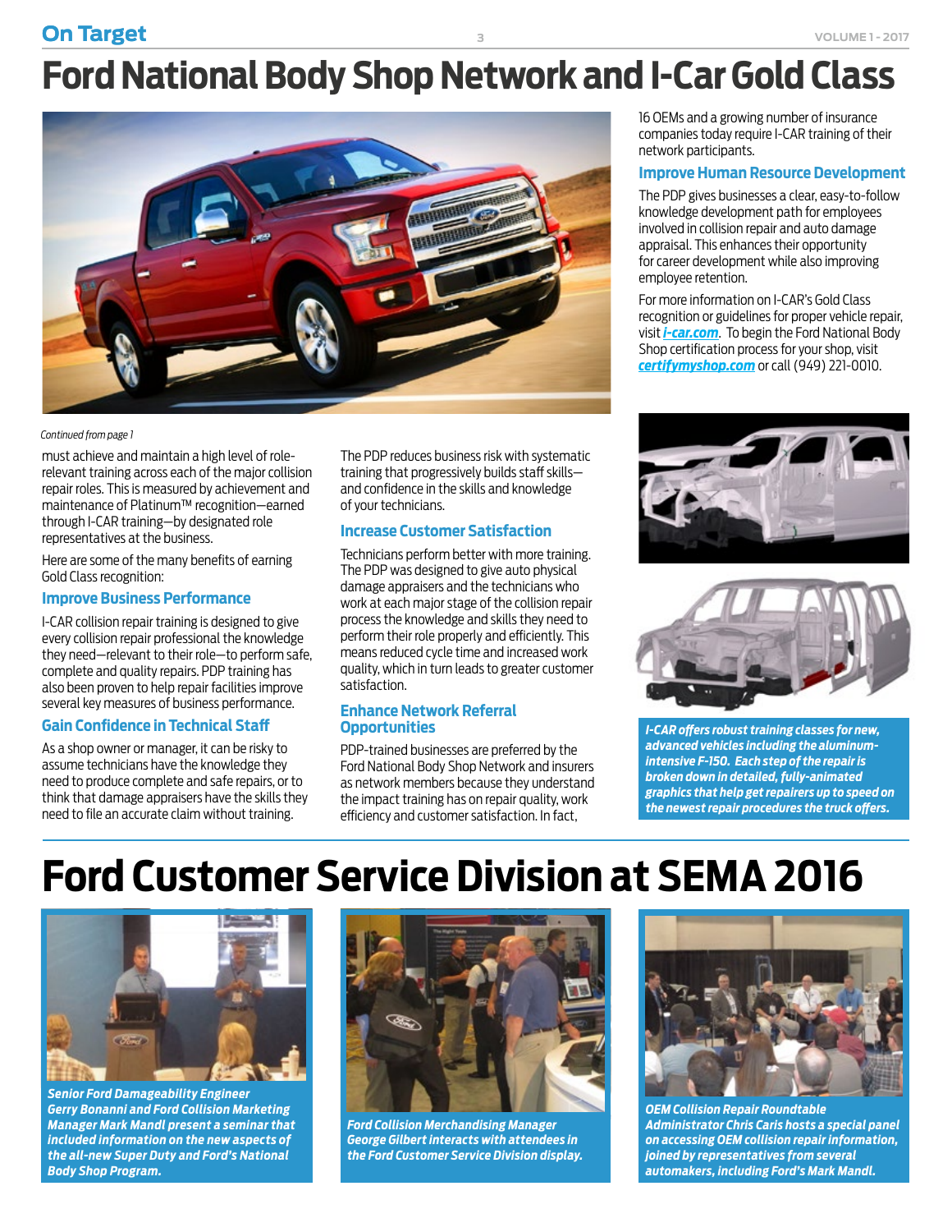# Ford National Body Shop Network and I-Car Gold Class

*Continued from page 1*

must achieve and maintain a high level of role-relevant training across each of the major collision repair roles. This is measured by achievement and maintenance of Platinum™ recognition—earned through I-CAR training—by designated role representatives at the business.

Here are some of the many benefits of earning Gold Class recognition:

### Improve Business Performance

I-CAR collision repair training is designed to give every collision repair professional the knowledge they need—relevant to their role—to perform safe, complete and quality repairs. PDP training has also been proven to help repair facilities improve several key measures of business performance.

### Gain Confidence in Technical Staff

As a shop owner or manager, it can be risky to assume technicians have the knowledge they need to produce complete and safe repairs, or to think that damage appraisers have the skills they need to file an accurate claim without training.

The PDP reduces business risk with systematic training that progressively builds staff skills—and confidence in the skills and knowledge of your technicians.

### Increase Customer Satisfaction

Technicians perform better with more training. The PDP was designed to give auto physical damage appraisers and the technicians who work at each major stage of the collision repair process the knowledge and skills they need to perform their role properly and efficiently. This means reduced cycle time and increased work quality, which in turn leads to greater customer satisfaction.

### Enhance Network Referral Opportunities

PDP-trained businesses are preferred by the Ford National Body Shop Network and insurers as network members because they understand the impact training has on repair quality, work efficiency and customer satisfaction. In fact, 16 OEMs and a growing number of insurance companies today require I-CAR training of their network participants.

### Improve Human Resource Development

The PDP gives businesses a clear, easy-to-follow knowledge development path for employees involved in collision repair and auto damage appraisal. This enhances their opportunity for career development while also improving employee retention.

For more information on I-CAR's Gold Class recognition or guidelines for proper vehicle repair, visit ***i-car.com***. To begin the Ford National Body Shop certification process for your shop, visit ***certifymyshop.com*** or call (949) 221-0010.

***I-CAR offers robust training classes for new, advanced vehicles including the aluminum-intensive F-150. Each step of the repair is broken down in detailed, fully-animated graphics that help get repairers up to speed on the newest repair procedures the truck offers.***

# Ford Customer Service Division at SEMA 2016

***Senior Ford Damageability Engineer Gerry Bonanni and Ford Collision Marketing Manager Mark Mandl present a seminar that included information on the new aspects of the all-new Super Duty and Ford's National Body Shop Program.***

***Ford Collision Merchandising Manager George Gilbert interacts with attendees in the Ford Customer Service Division display.***

***OEM Collision Repair Roundtable Administrator Chris Caris hosts a special panel on accessing OEM collision repair information, joined by representatives from several automakers, including Ford's Mark Mandl.***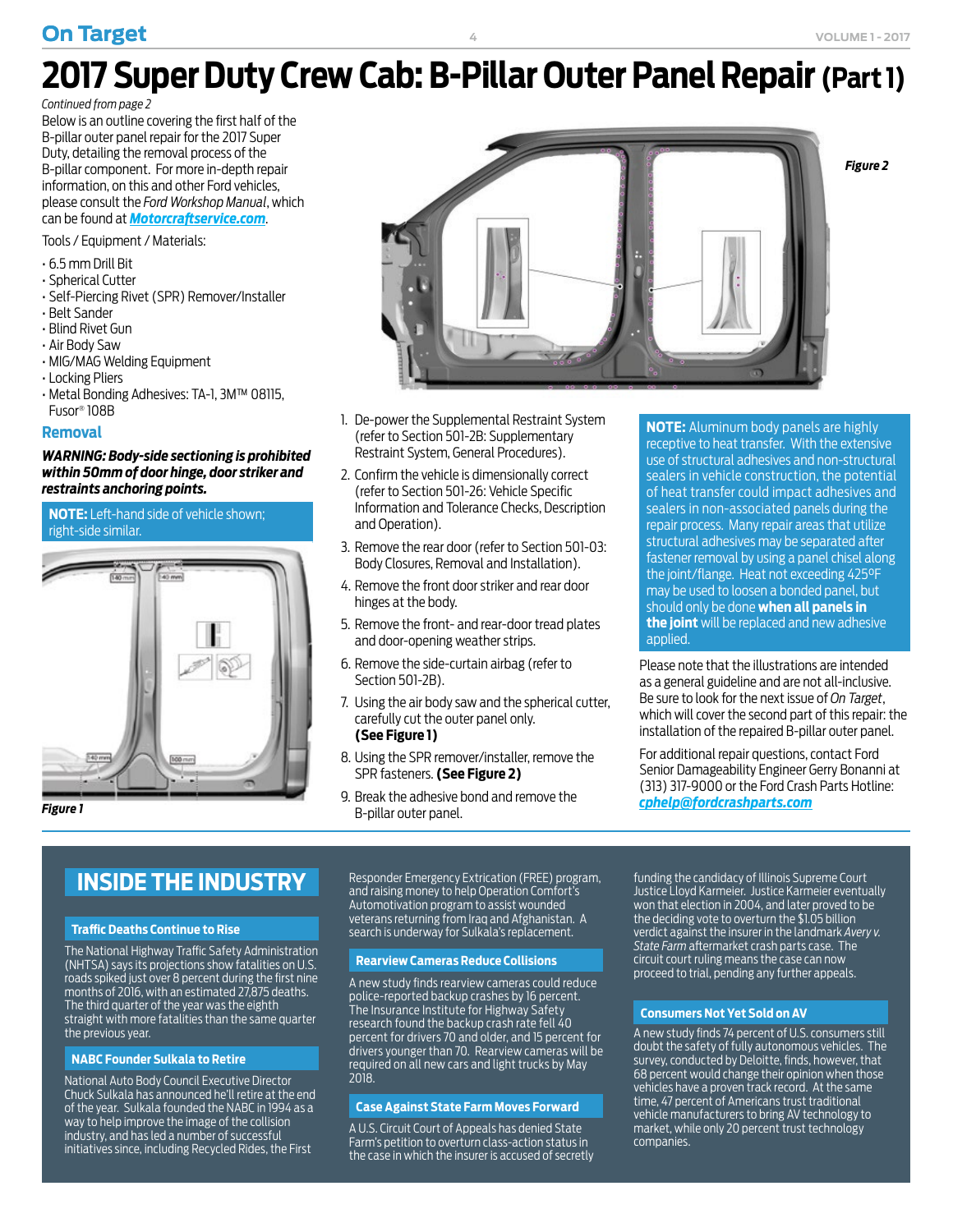# 2017 Super Duty Crew Cab: B-Pillar Outer Panel Repair (Part 1)

*Continued from page 2*

Below is an outline covering the first half of the B-pillar outer panel repair for the 2017 Super Duty, detailing the removal process of the B-pillar component. For more in-depth repair information, on this and other Ford vehicles, please consult the *Ford Workshop Manual*, which can be found at ***Motorcraftservice.com***.

Tools / Equipment / Materials:

- 6.5 mm Drill Bit
- Spherical Cutter
- Self-Piercing Rivet (SPR) Remover/Installer
- Belt Sander
- Blind Rivet Gun
- Air Body Saw
- MIG/MAG Welding Equipment
- Locking Pliers
- Metal Bonding Adhesives: TA-1, 3M™ 08115, Fusor® 108B

## Removal

***WARNING: Body-side sectioning is prohibited within 50mm of door hinge, door striker and restraints anchoring points.***

**NOTE:** Left-hand side of vehicle shown; right-side similar.

*Figure 1*

*Figure 2*

1. De-power the Supplemental Restraint System (refer to Section 501-2B: Supplementary Restraint System, General Procedures).
2. Confirm the vehicle is dimensionally correct (refer to Section 501-26: Vehicle Specific Information and Tolerance Checks, Description and Operation).
3. Remove the rear door (refer to Section 501-03: Body Closures, Removal and Installation).
4. Remove the front door striker and rear door hinges at the body.
5. Remove the front- and rear-door tread plates and door-opening weather strips.
6. Remove the side-curtain airbag (refer to Section 501-2B).
7. Using the air body saw and the spherical cutter, carefully cut the outer panel only. **(See Figure 1)**
8. Using the SPR remover/installer, remove the SPR fasteners. **(See Figure 2)**
9. Break the adhesive bond and remove the B-pillar outer panel.

**NOTE:** Aluminum body panels are highly receptive to heat transfer. With the extensive use of structural adhesives and non-structural sealers in vehicle construction, the potential of heat transfer could impact adhesives and sealers in non-associated panels during the repair process. Many repair areas that utilize structural adhesives may be separated after fastener removal by using a panel chisel along the joint/flange. Heat not exceeding 425ºF may be used to loosen a bonded panel, but should only be done **when all panels in the joint** will be replaced and new adhesive applied.

Please note that the illustrations are intended as a general guideline and are not all-inclusive. Be sure to look for the next issue of *On Target*, which will cover the second part of this repair: the installation of the repaired B-pillar outer panel.

For additional repair questions, contact Ford Senior Damageability Engineer Gerry Bonanni at (313) 317-9000 or the Ford Crash Parts Hotline: ***cphelp@fordcrashparts.com***

# INSIDE THE INDUSTRY

### Traffic Deaths Continue to Rise

The National Highway Traffic Safety Administration (NHTSA) says its projections show fatalities on U.S. roads spiked just over 8 percent during the first nine months of 2016, with an estimated 27,875 deaths. The third quarter of the year was the eighth straight with more fatalities than the same quarter the previous year.

### NABC Founder Sulkala to Retire

National Auto Body Council Executive Director Chuck Sulkala has announced he'll retire at the end of the year. Sulkala founded the NABC in 1994 as a way to help improve the image of the collision industry, and has led a number of successful initiatives since, including Recycled Rides, the First Responder Emergency Extrication (FREE) program, and raising money to help Operation Comfort's Automotivation program to assist wounded veterans returning from Iraq and Afghanistan. A search is underway for Sulkala's replacement.

### Rearview Cameras Reduce Collisions

A new study finds rearview cameras could reduce police-reported backup crashes by 16 percent. The Insurance Institute for Highway Safety research found the backup crash rate fell 40 percent for drivers 70 and older, and 15 percent for drivers younger than 70. Rearview cameras will be required on all new cars and light trucks by May 2018.

### Case Against State Farm Moves Forward

A U.S. Circuit Court of Appeals has denied State Farm's petition to overturn class-action status in the case in which the insurer is accused of secretly funding the candidacy of Illinois Supreme Court Justice Lloyd Karmeier. Justice Karmeier eventually won that election in 2004, and later proved to be the deciding vote to overturn the $1.05 billion verdict against the insurer in the landmark *Avery v. State Farm* aftermarket crash parts case. The circuit court ruling means the case can now proceed to trial, pending any further appeals.

### Consumers Not Yet Sold on AV

A new study finds 74 percent of U.S. consumers still doubt the safety of fully autonomous vehicles. The survey, conducted by Deloitte, finds, however, that 68 percent would change their opinion when those vehicles have a proven track record. At the same time, 47 percent of Americans trust traditional vehicle manufacturers to bring AV technology to market, while only 20 percent trust technology companies.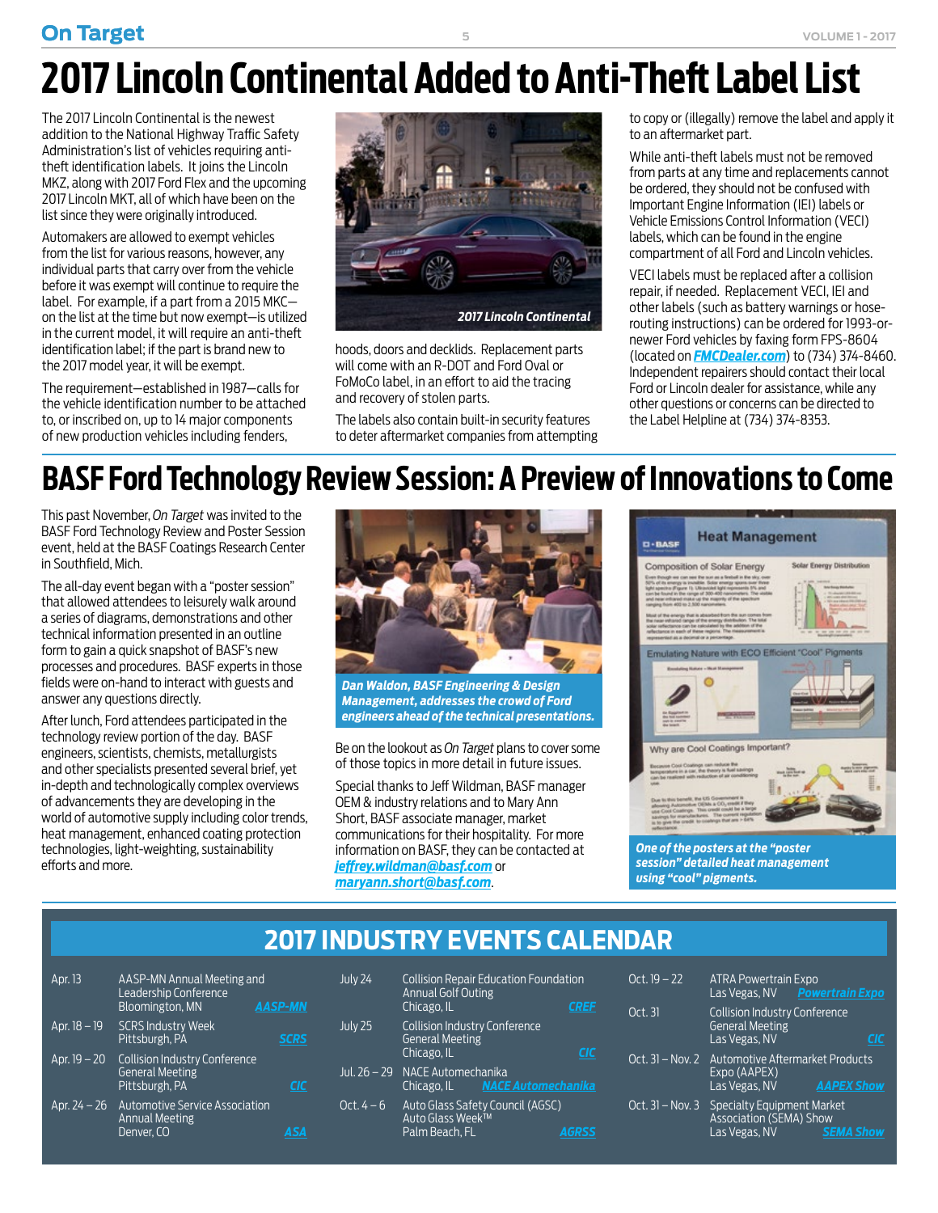# 2017 Lincoln Continental Added to Anti-Theft Label List

The 2017 Lincoln Continental is the newest addition to the National Highway Traffic Safety Administration's list of vehicles requiring anti-theft identification labels. It joins the Lincoln MKZ, along with 2017 Ford Flex and the upcoming 2017 Lincoln MKT, all of which have been on the list since they were originally introduced.

Automakers are allowed to exempt vehicles from the list for various reasons, however, any individual parts that carry over from the vehicle before it was exempt will continue to require the label. For example, if a part from a 2015 MKC—on the list at the time but now exempt—is utilized in the current model, it will require an anti-theft identification label; if the part is brand new to the 2017 model year, it will be exempt.

The requirement—established in 1987—calls for the vehicle identification number to be attached to, or inscribed on, up to 14 major components of new production vehicles including fenders, hoods, doors and decklids. Replacement parts will come with an R-DOT and Ford Oval or FoMoCo label, in an effort to aid the tracing and recovery of stolen parts.

*2017 Lincoln Continental*

The labels also contain built-in security features to deter aftermarket companies from attempting to copy or (illegally) remove the label and apply it to an aftermarket part.

While anti-theft labels must not be removed from parts at any time and replacements cannot be ordered, they should not be confused with Important Engine Information (IEI) labels or Vehicle Emissions Control Information (VECI) labels, which can be found in the engine compartment of all Ford and Lincoln vehicles.

VECI labels must be replaced after a collision repair, if needed. Replacement VECI, IEI and other labels (such as battery warnings or hose-routing instructions) can be ordered for 1993-or-newer Ford vehicles by faxing form FPS-8604 (located on ***FMCDealer.com***) to (734) 374-8460. Independent repairers should contact their local Ford or Lincoln dealer for assistance, while any other questions or concerns can be directed to the Label Helpline at (734) 374-8353.

# BASF Ford Technology Review Session: A Preview of Innovations to Come

This past November, *On Target* was invited to the BASF Ford Technology Review and Poster Session event, held at the BASF Coatings Research Center in Southfield, Mich.

The all-day event began with a "poster session" that allowed attendees to leisurely walk around a series of diagrams, demonstrations and other technical information presented in an outline form to gain a quick snapshot of BASF's new processes and procedures. BASF experts in those fields were on-hand to interact with guests and answer any questions directly.

After lunch, Ford attendees participated in the technology review portion of the day. BASF engineers, scientists, chemists, metallurgists and other specialists presented several brief, yet in-depth and technologically complex overviews of advancements they are developing in the world of automotive supply including color trends, heat management, enhanced coating protection technologies, light-weighting, sustainability efforts and more.

***Dan Waldon, BASF Engineering & Design Management, addresses the crowd of Ford engineers ahead of the technical presentations.***

Be on the lookout as *On Target* plans to cover some of those topics in more detail in future issues.

Special thanks to Jeff Wildman, BASF manager OEM & industry relations and to Mary Ann Short, BASF associate manager, market communications for their hospitality. For more information on BASF, they can be contacted at ***jeffrey.wildman@basf.com*** or ***maryann.short@basf.com***.

***One of the posters at the "poster session" detailed heat management using "cool" pigments.***

## 2017 INDUSTRY EVENTS CALENDAR

| Date | Event | Location | Link |
|---|---|---|---|
| Apr. 13 | AASP-MN Annual Meeting and Leadership Conference | Bloomington, MN | AASP-MN |
| Apr. 18 – 19 | SCRS Industry Week | Pittsburgh, PA | SCRS |
| Apr. 19 – 20 | Collision Industry Conference General Meeting | Pittsburgh, PA | CIC |
| Apr. 24 – 26 | Automotive Service Association Annual Meeting | Denver, CO | ASA |
| July 24 | Collision Repair Education Foundation Annual Golf Outing | Chicago, IL | CREF |
| July 25 | Collision Industry Conference General Meeting | Chicago, IL | CIC |
| Jul. 26 – 29 | NACE Automechanika | Chicago, IL | NACE Automechanika |
| Oct. 4 – 6 | Auto Glass Safety Council (AGSC) Auto Glass Week™ | Palm Beach, FL | AGRSS |
| Oct. 19 – 22 | ATRA Powertrain Expo | Las Vegas, NV | Powertrain Expo |
| Oct. 31 | Collision Industry Conference General Meeting | Las Vegas, NV | CIC |
| Oct. 31 – Nov. 2 | Automotive Aftermarket Products Expo (AAPEX) | Las Vegas, NV | AAPEX Show |
| Oct. 31 – Nov. 3 | Specialty Equipment Market Association (SEMA) Show | Las Vegas, NV | SEMA Show |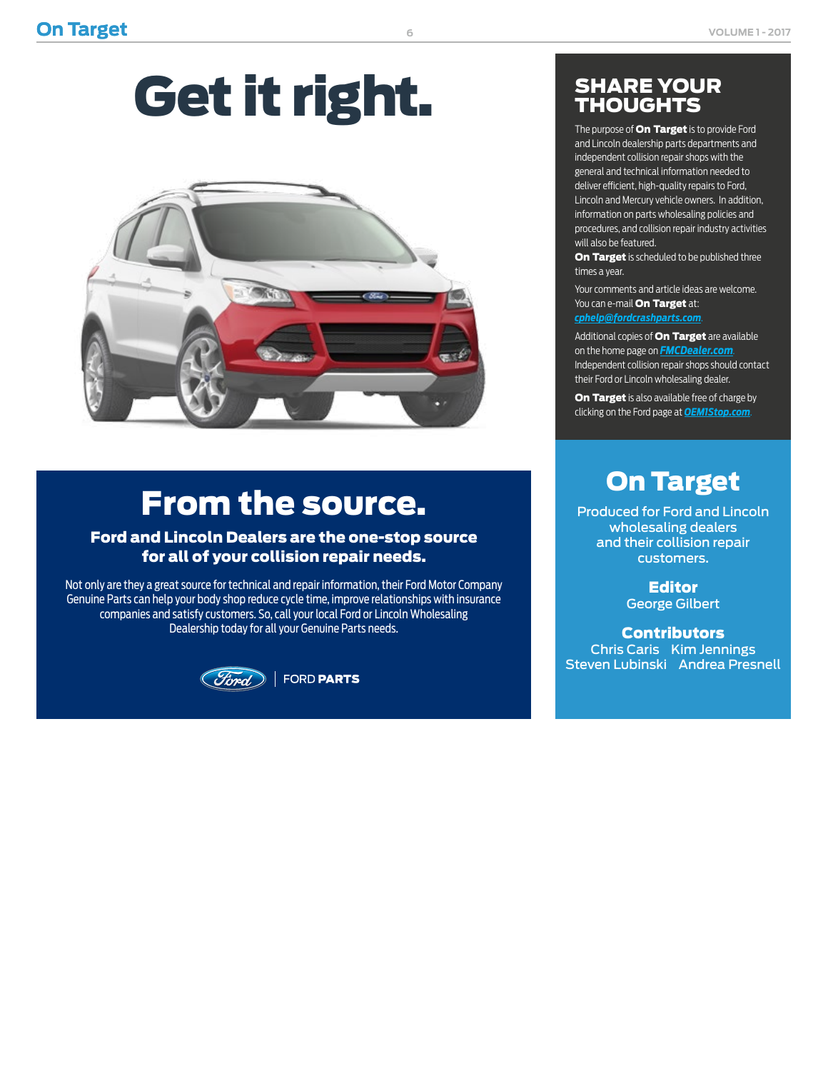# Get it right.

## From the source.

### Ford and Lincoln Dealers are the one-stop source for all of your collision repair needs.

Not only are they a great source for technical and repair information, their Ford Motor Company Genuine Parts can help your body shop reduce cycle time, improve relationships with insurance companies and satisfy customers. So, call your local Ford or Lincoln Wholesaling Dealership today for all your Genuine Parts needs.

FORD **PARTS**

## SHARE YOUR THOUGHTS

The purpose of **On Target** is to provide Ford and Lincoln dealership parts departments and independent collision repair shops with the general and technical information needed to deliver efficient, high-quality repairs to Ford, Lincoln and Mercury vehicle owners. In addition, information on parts wholesaling policies and procedures, and collision repair industry activities will also be featured.

**On Target** is scheduled to be published three times a year.

Your comments and article ideas are welcome. You can e-mail **On Target** at: *cphelp@fordcrashparts.com*.

Additional copies of **On Target** are available on the home page on *FMCDealer.com*. Independent collision repair shops should contact their Ford or Lincoln wholesaling dealer.

**On Target** is also available free of charge by clicking on the Ford page at *OEM1Stop.com*.

## On Target

Produced for Ford and Lincoln wholesaling dealers and their collision repair customers.

**Editor**
George Gilbert

**Contributors**
Chris Caris Kim Jennings
Steven Lubinski Andrea Presnell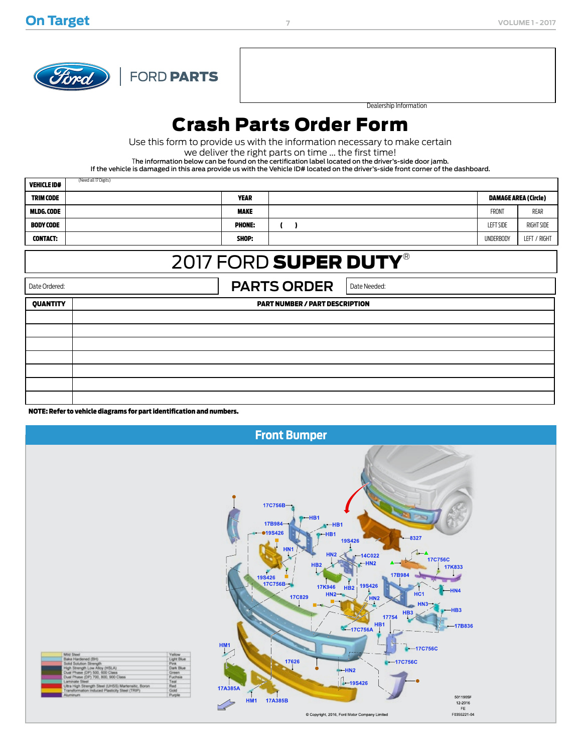FORD PARTS

Dealership Information

# Crash Parts Order Form

Use this form to provide us with the information necessary to make certain we deliver the right parts on time ... the first time!

The information below can be found on the certification label located on the driver's-side door jamb.
If the vehicle is damaged in this area provide us with the Vehicle ID# located on the driver's-side front corner of the dashboard.

| VEHICLE ID# | (Need all 17 Digits) | | | | |
|---|---|---|---|---|---|
| TRIM CODE | | YEAR | | DAMAGE AREA (Circle) | |
| MLDG. CODE | | MAKE | | FRONT | REAR |
| BODY CODE | | PHONE: | ( ) | LEFT SIDE | RIGHT SIDE |
| CONTACT: | | SHOP: | | UNDERBODY | LEFT / RIGHT |

## 2017 FORD SUPER DUTY®

| Date Ordered: | PARTS ORDER | Date Needed: |
|---|---|---|

| QUANTITY | PART NUMBER / PART DESCRIPTION |
|---|---|
| | |
| | |
| | |
| | |
| | |
| | |
| | |

**NOTE: Refer to vehicle diagrams for part identification and numbers.**

## Front Bumper

17C756B, HB1, 17B984, HB1, 19S426, HB1, 19S426, 8327, HN1, HN2, 14C022, HN2, 17C756C, 17K833, HB2, 19S426, 17C756B, 17B984, 17K946, HB2, 19S426, HN4, HN2, HN2, HC1, 17C829, HN3, HB3, HB3, 17754, 17B836, HB1, 17C756A, HM1, 17C756C, 17C756C, 17626, HN2, 19S426, 17A385A, HM1, 17A385B

| | |
|---|---|
| Mild Steel | Yellow |
| Bake Hardened (BH) | Light Blue |
| Solid Solution Strength | Pink |
| High Strength Low Alloy (HSLA) | Dark Blue |
| Dual Phase (DP) 500, 600 Class | Green |
| Dual Phase (DP) 700, 800, 900 Class | Fuchsia |
| Laminate Steel | Teal |
| Ultra High Strength Steel (UHSS) Martensitic, Boron | Red |
| Transformation Induced Plasticity Steel (TRIP) | Gold |
| Aluminum | Purple |

© Copyright, 2016, Ford Motor Company Limited

5011905F
12-2016
FE
F0355221-04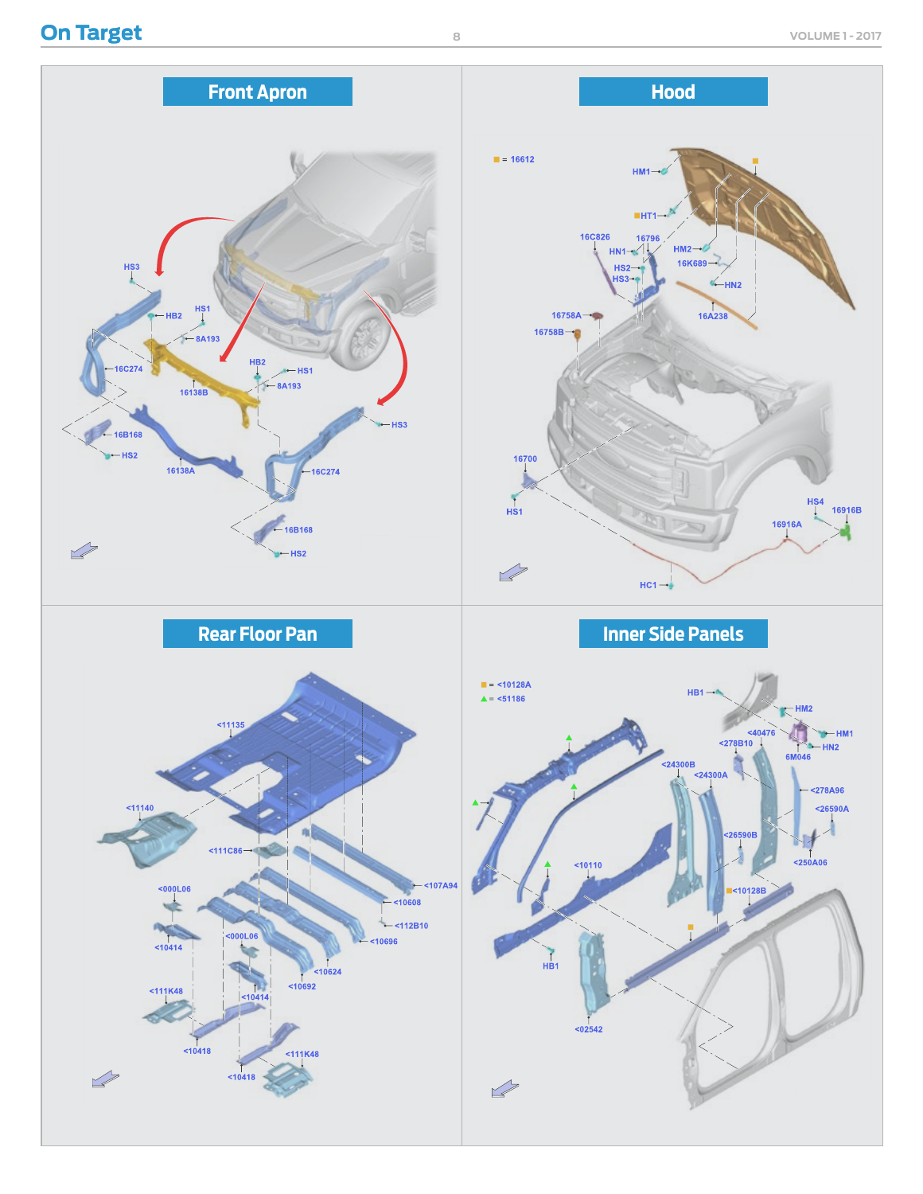## Front Apron

HS3
HB2
HS1
8A193
16C274
16138B
HB2
HS1
8A193
16B168
HS2
16138A
HS3
16C274
16B168
HS2

## Hood

■ = 16612
HM1
■HT1
16C826
16796
HN1
HM2
16K689
HS2
HS3
HN2
16A238
16758A
16758B
16700
HS1
HS4
16916B
16916A
HC1

## Rear Floor Pan

<11135
<11140
<111C86
<107A94
<10608
<112B10
<10696
<000L06
<10414
<000L06
<10624
<10692
<111K48
<10414
<10418
<111K48
<10418

## Inner Side Panels

■ = <10128A
▲ = <51186
HB1
HM2
HM1
<40476
HN2
<278B10
6M046
<24300B
<24300A
<278A96
<26590A
<26590B
<250A06
<10110
■<10128B
HB1
<02542